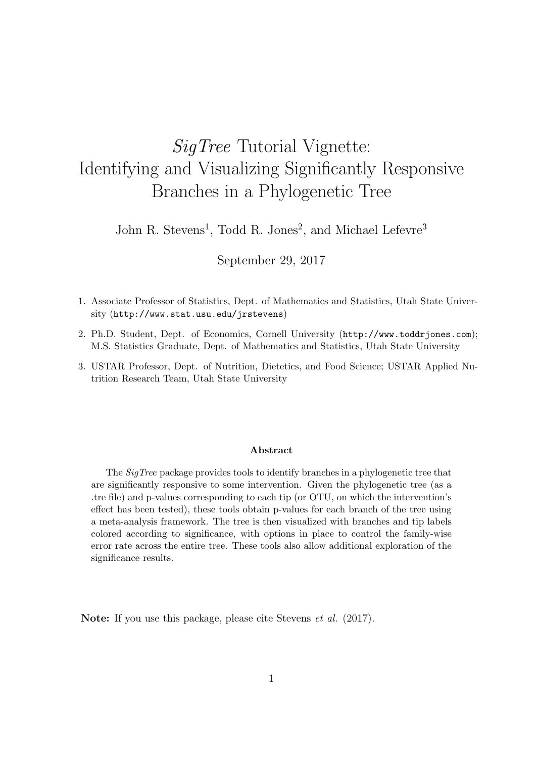# *SigTree* Tutorial Vignette: Identifying and Visualizing Significantly Responsive Branches in a Phylogenetic Tree

John R. Stevens[1], Todd R. Jones[2], and Michael Lefevre[3]

September 29, 2017

1. Associate Professor of Statistics, Dept. of Mathematics and Statistics, Utah State University (`http://www.stat.usu.edu/jrstevens`)
2. Ph.D. Student, Dept. of Economics, Cornell University (`http://www.toddrjones.com`); M.S. Statistics Graduate, Dept. of Mathematics and Statistics, Utah State University
3. USTAR Professor, Dept. of Nutrition, Dietetics, and Food Science; USTAR Applied Nutrition Research Team, Utah State University

**Abstract**

The *SigTree* package provides tools to identify branches in a phylogenetic tree that are significantly responsive to some intervention. Given the phylogenetic tree (as a .tre file) and p-values corresponding to each tip (or OTU, on which the intervention's effect has been tested), these tools obtain p-values for each branch of the tree using a meta-analysis framework. The tree is then visualized with branches and tip labels colored according to significance, with options in place to control the family-wise error rate across the entire tree. These tools also allow additional exploration of the significance results.

**Note:** If you use this package, please cite Stevens *et al.* (2017).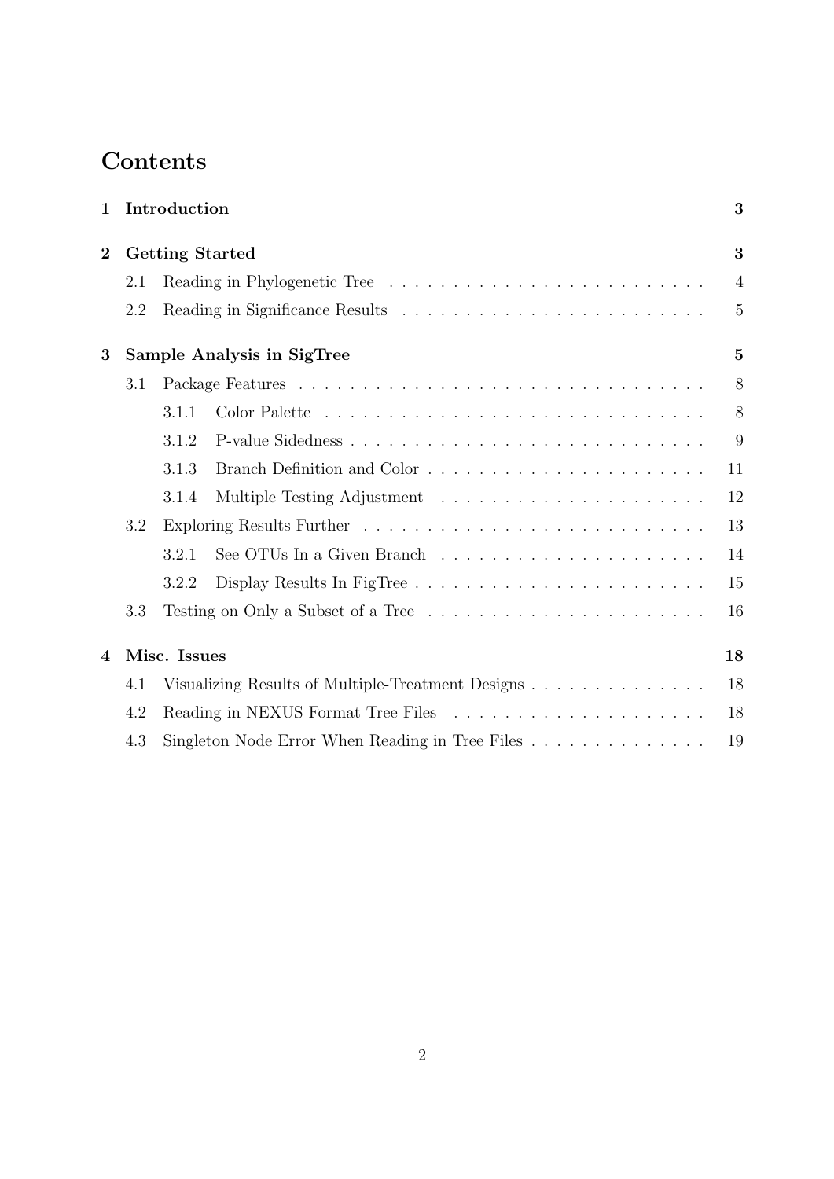# Contents

- **1 Introduction** — **3**
- **2 Getting Started** — **3**
  - 2.1 Reading in Phylogenetic Tree — 4
  - 2.2 Reading in Significance Results — 5
- **3 Sample Analysis in SigTree** — **5**
  - 3.1 Package Features — 8
    - 3.1.1 Color Palette — 8
    - 3.1.2 P-value Sidedness — 9
    - 3.1.3 Branch Definition and Color — 11
    - 3.1.4 Multiple Testing Adjustment — 12
  - 3.2 Exploring Results Further — 13
    - 3.2.1 See OTUs In a Given Branch — 14
    - 3.2.2 Display Results In FigTree — 15
  - 3.3 Testing on Only a Subset of a Tree — 16
- **4 Misc. Issues** — **18**
  - 4.1 Visualizing Results of Multiple-Treatment Designs — 18
  - 4.2 Reading in NEXUS Format Tree Files — 18
  - 4.3 Singleton Node Error When Reading in Tree Files — 19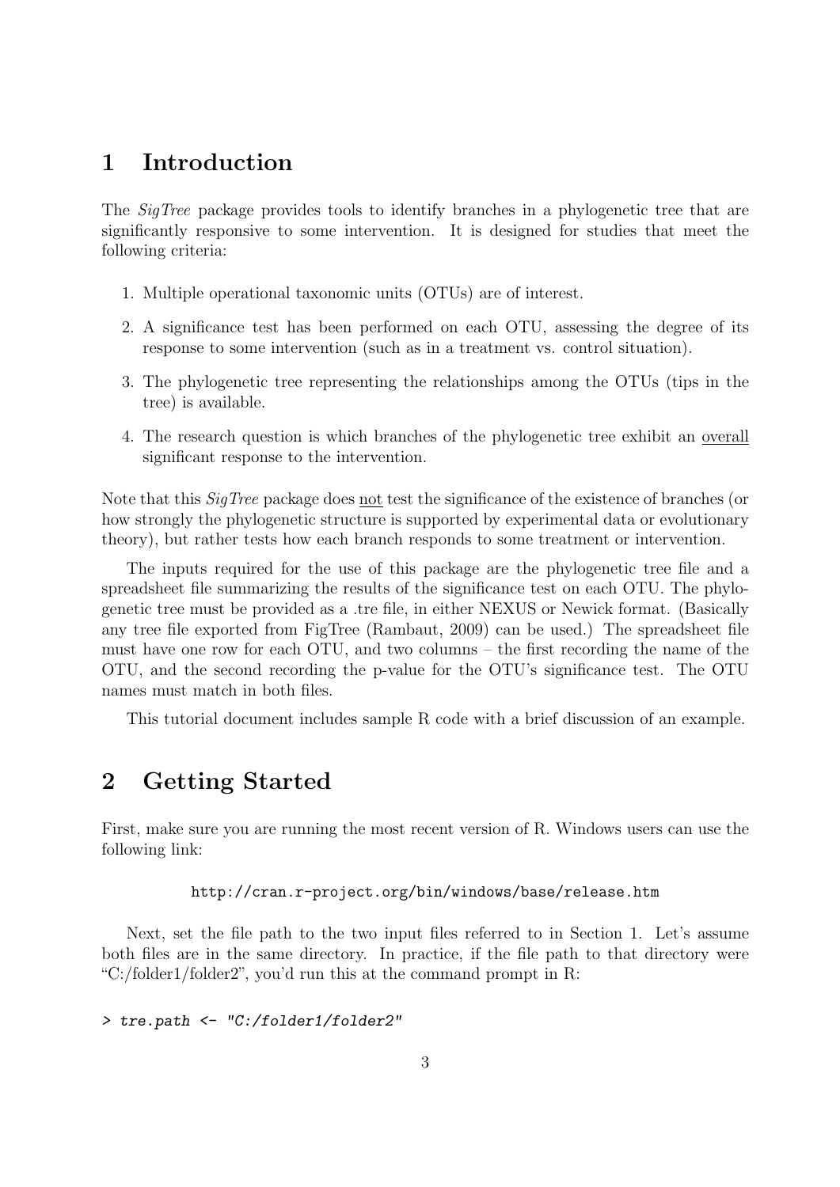# 1 Introduction

The *SigTree* package provides tools to identify branches in a phylogenetic tree that are significantly responsive to some intervention. It is designed for studies that meet the following criteria:

1. Multiple operational taxonomic units (OTUs) are of interest.
2. A significance test has been performed on each OTU, assessing the degree of its response to some intervention (such as in a treatment vs. control situation).
3. The phylogenetic tree representing the relationships among the OTUs (tips in the tree) is available.
4. The research question is which branches of the phylogenetic tree exhibit an <u>overall</u> significant response to the intervention.

Note that this *SigTree* package does <u>not</u> test the significance of the existence of branches (or how strongly the phylogenetic structure is supported by experimental data or evolutionary theory), but rather tests how each branch responds to some treatment or intervention.

The inputs required for the use of this package are the phylogenetic tree file and a spreadsheet file summarizing the results of the significance test on each OTU. The phylogenetic tree must be provided as a .tre file, in either NEXUS or Newick format. (Basically any tree file exported from FigTree (Rambaut, 2009) can be used.) The spreadsheet file must have one row for each OTU, and two columns – the first recording the name of the OTU, and the second recording the p-value for the OTU's significance test. The OTU names must match in both files.

This tutorial document includes sample R code with a brief discussion of an example.

# 2 Getting Started

First, make sure you are running the most recent version of R. Windows users can use the following link:

```
http://cran.r-project.org/bin/windows/base/release.htm
```

Next, set the file path to the two input files referred to in Section 1. Let's assume both files are in the same directory. In practice, if the file path to that directory were "C:/folder1/folder2", you'd run this at the command prompt in R:

```
> tre.path <- "C:/folder1/folder2"
```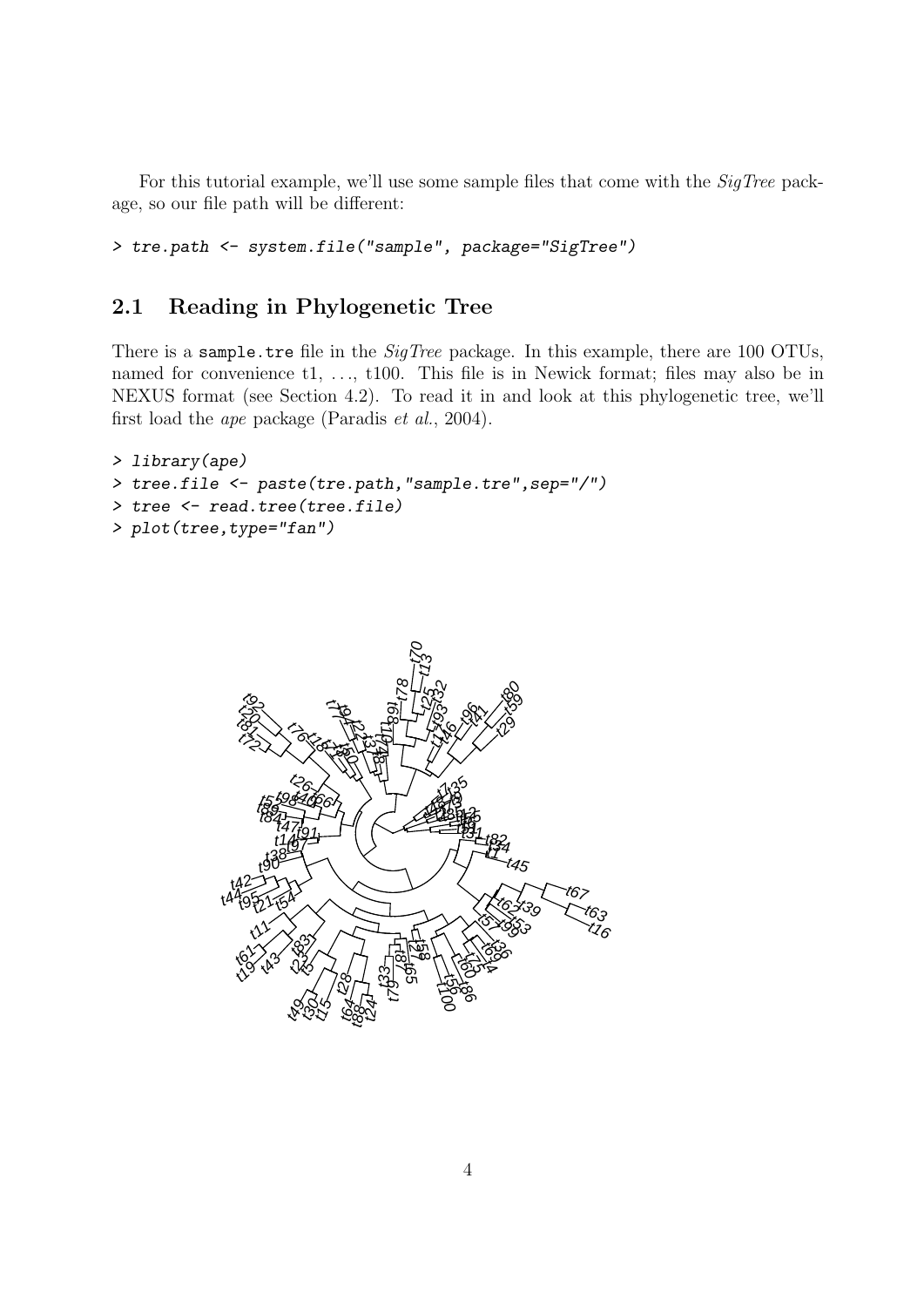For this tutorial example, we'll use some sample files that come with the *SigTree* package, so our file path will be different:

```
> tre.path <- system.file("sample", package="SigTree")
```

## 2.1 Reading in Phylogenetic Tree

There is a `sample.tre` file in the *SigTree* package. In this example, there are 100 OTUs, named for convenience t1, ..., t100. This file is in Newick format; files may also be in NEXUS format (see Section 4.2). To read it in and look at this phylogenetic tree, we'll first load the *ape* package (Paradis *et al.*, 2004).

```
> library(ape)
> tree.file <- paste(tre.path,"sample.tre",sep="/")
> tree <- read.tree(tree.file)
> plot(tree,type="fan")
```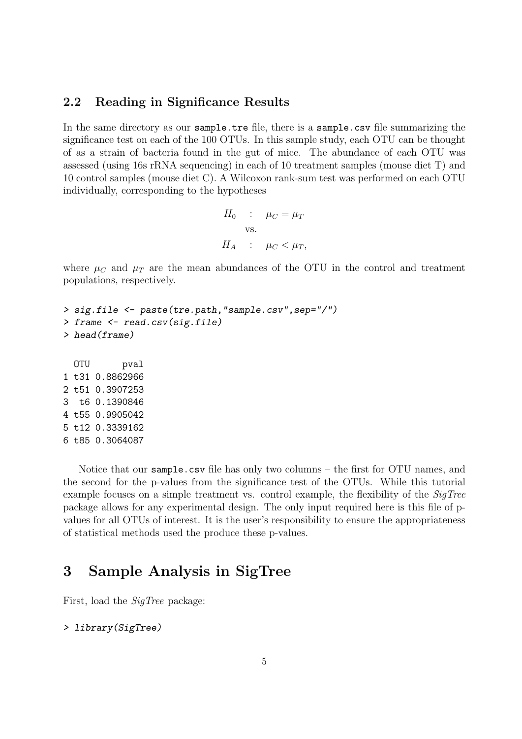## 2.2 Reading in Significance Results

In the same directory as our `sample.tre` file, there is a `sample.csv` file summarizing the significance test on each of the 100 OTUs. In this sample study, each OTU can be thought of as a strain of bacteria found in the gut of mice. The abundance of each OTU was assessed (using 16s rRNA sequencing) in each of 10 treatment samples (mouse diet T) and 10 control samples (mouse diet C). A Wilcoxon rank-sum test was performed on each OTU individually, corresponding to the hypotheses

$$
\begin{aligned}
H_0 &: \quad \mu_C = \mu_T \\
&\text{vs.} \\
H_A &: \quad \mu_C < \mu_T,
\end{aligned}
$$

where $\mu_C$ and $\mu_T$ are the mean abundances of the OTU in the control and treatment populations, respectively.

```
> sig.file <- paste(tre.path,"sample.csv",sep="/")
> frame <- read.csv(sig.file)
> head(frame)

  OTU      pval
1 t31 0.8862966
2 t51 0.3907253
3  t6 0.1390846
4 t55 0.9905042
5 t12 0.3339162
6 t85 0.3064087
```

Notice that our `sample.csv` file has only two columns – the first for OTU names, and the second for the p-values from the significance test of the OTUs. While this tutorial example focuses on a simple treatment vs. control example, the flexibility of the *SigTree* package allows for any experimental design. The only input required here is this file of p-values for all OTUs of interest. It is the user's responsibility to ensure the appropriateness of statistical methods used the produce these p-values.

# 3 Sample Analysis in SigTree

First, load the *SigTree* package:

```
> library(SigTree)
```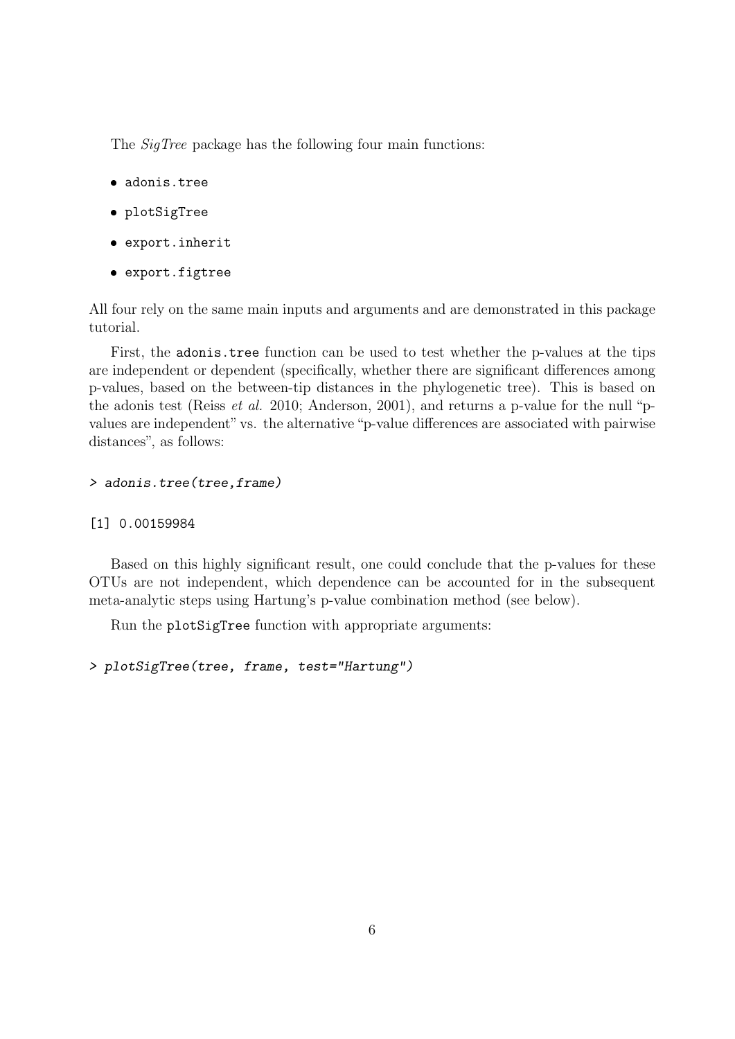The *SigTree* package has the following four main functions:

- `adonis.tree`
- `plotSigTree`
- `export.inherit`
- `export.figtree`

All four rely on the same main inputs and arguments and are demonstrated in this package tutorial.

First, the `adonis.tree` function can be used to test whether the p-values at the tips are independent or dependent (specifically, whether there are significant differences among p-values, based on the between-tip distances in the phylogenetic tree). This is based on the adonis test (Reiss *et al.* 2010; Anderson, 2001), and returns a p-value for the null "p-values are independent" vs. the alternative "p-value differences are associated with pairwise distances", as follows:

```
> adonis.tree(tree,frame)

[1] 0.00159984
```

Based on this highly significant result, one could conclude that the p-values for these OTUs are not independent, which dependence can be accounted for in the subsequent meta-analytic steps using Hartung's p-value combination method (see below).

Run the `plotSigTree` function with appropriate arguments:

```
> plotSigTree(tree, frame, test="Hartung")
```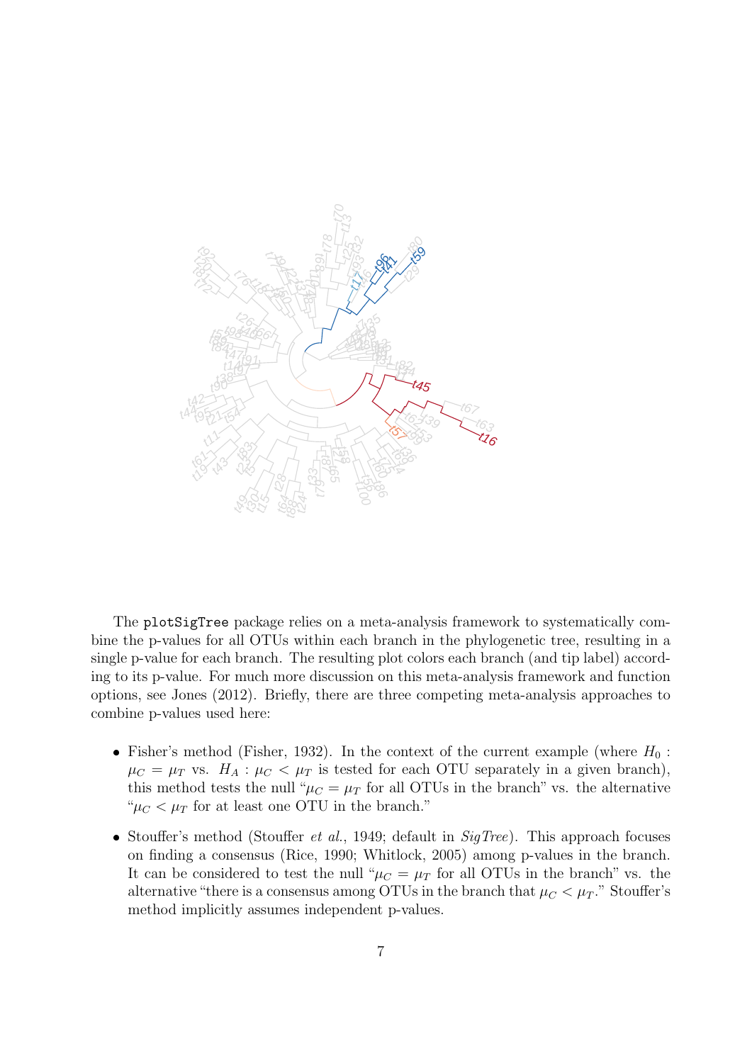The plotSigTree package relies on a meta-analysis framework to systematically combine the p-values for all OTUs within each branch in the phylogenetic tree, resulting in a single p-value for each branch. The resulting plot colors each branch (and tip label) according to its p-value. For much more discussion on this meta-analysis framework and function options, see Jones (2012). Briefly, there are three competing meta-analysis approaches to combine p-values used here:

- Fisher's method (Fisher, 1932). In the context of the current example (where $H_0 : \mu_C = \mu_T$ vs. $H_A : \mu_C < \mu_T$ is tested for each OTU separately in a given branch), this method tests the null "$\mu_C = \mu_T$ for all OTUs in the branch" vs. the alternative "$\mu_C < \mu_T$ for at least one OTU in the branch."

- Stouffer's method (Stouffer *et al.*, 1949; default in *SigTree*). This approach focuses on finding a consensus (Rice, 1990; Whitlock, 2005) among p-values in the branch. It can be considered to test the null "$\mu_C = \mu_T$ for all OTUs in the branch" vs. the alternative "there is a consensus among OTUs in the branch that $\mu_C < \mu_T$." Stouffer's method implicitly assumes independent p-values.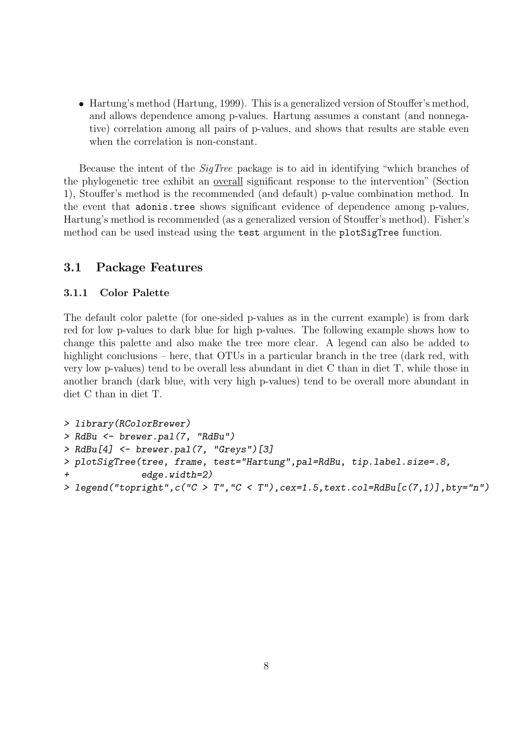- Hartung's method (Hartung, 1999). This is a generalized version of Stouffer's method, and allows dependence among p-values. Hartung assumes a constant (and nonnegative) correlation among all pairs of p-values, and shows that results are stable even when the correlation is non-constant.

Because the intent of the *SigTree* package is to aid in identifying "which branches of the phylogenetic tree exhibit an <u>overall</u> significant response to the intervention" (Section 1), Stouffer's method is the recommended (and default) p-value combination method. In the event that `adonis.tree` shows significant evidence of dependence among p-values, Hartung's method is recommended (as a generalized version of Stouffer's method). Fisher's method can be used instead using the `test` argument in the `plotSigTree` function.

## 3.1 Package Features

### 3.1.1 Color Palette

The default color palette (for one-sided p-values as in the current example) is from dark red for low p-values to dark blue for high p-values. The following example shows how to change this palette and also make the tree more clear. A legend can also be added to highlight conclusions – here, that OTUs in a particular branch in the tree (dark red, with very low p-values) tend to be overall less abundant in diet C than in diet T, while those in another branch (dark blue, with very high p-values) tend to be overall more abundant in diet C than in diet T.

```
> library(RColorBrewer)
> RdBu <- brewer.pal(7, "RdBu")
> RdBu[4] <- brewer.pal(7, "Greys")[3]
> plotSigTree(tree, frame, test="Hartung",pal=RdBu, tip.label.size=.8,
+             edge.width=2)
> legend("topright",c("C > T","C < T"),cex=1.5,text.col=RdBu[c(7,1)],bty="n")
```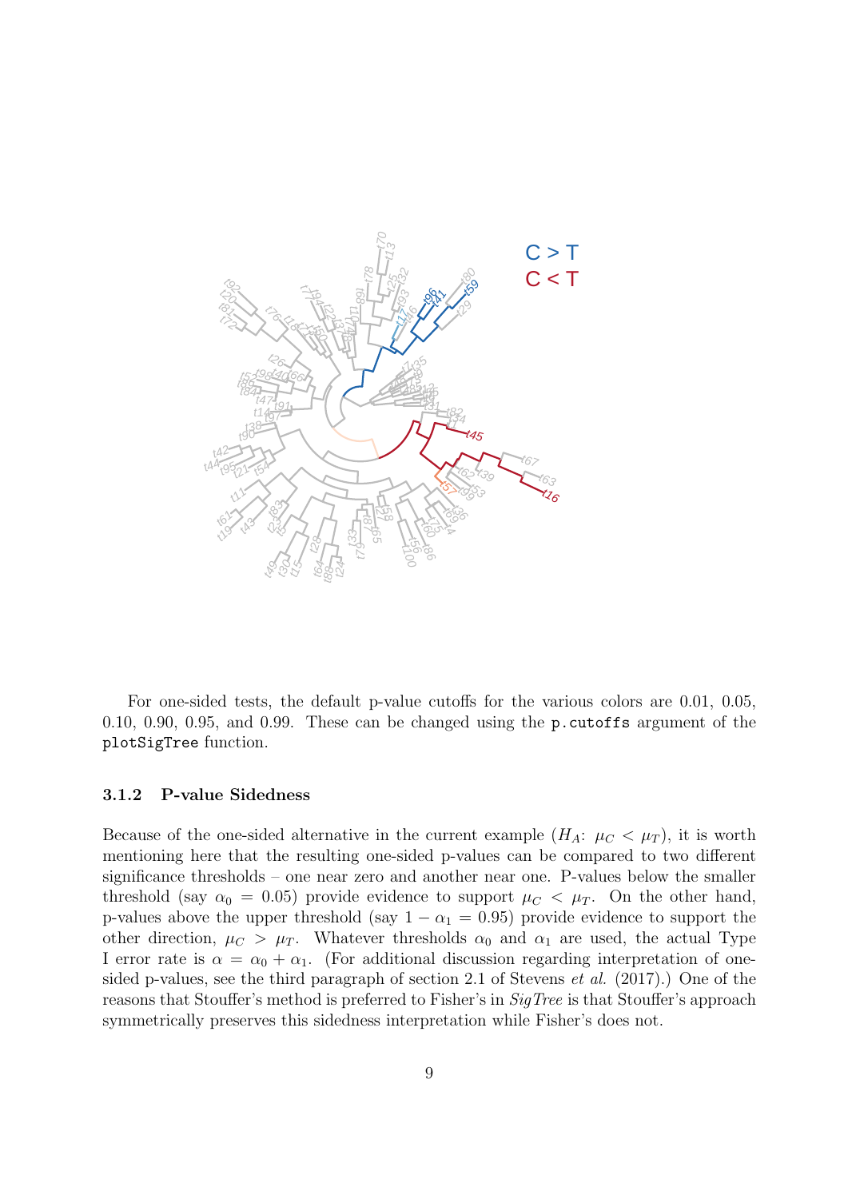For one-sided tests, the default p-value cutoffs for the various colors are 0.01, 0.05, 0.10, 0.90, 0.95, and 0.99. These can be changed using the `p.cutoffs` argument of the `plotSigTree` function.

### 3.1.2 P-value Sidedness

Because of the one-sided alternative in the current example ($H_A$: $\mu_C < \mu_T$), it is worth mentioning here that the resulting one-sided p-values can be compared to two different significance thresholds – one near zero and another near one. P-values below the smaller threshold (say $\alpha_0 = 0.05$) provide evidence to support $\mu_C < \mu_T$. On the other hand, p-values above the upper threshold (say $1 - \alpha_1 = 0.95$) provide evidence to support the other direction, $\mu_C > \mu_T$. Whatever thresholds $\alpha_0$ and $\alpha_1$ are used, the actual Type I error rate is $\alpha = \alpha_0 + \alpha_1$. (For additional discussion regarding interpretation of one-sided p-values, see the third paragraph of section 2.1 of Stevens *et al.* (2017).) One of the reasons that Stouffer's method is preferred to Fisher's in *SigTree* is that Stouffer's approach symmetrically preserves this sidedness interpretation while Fisher's does not.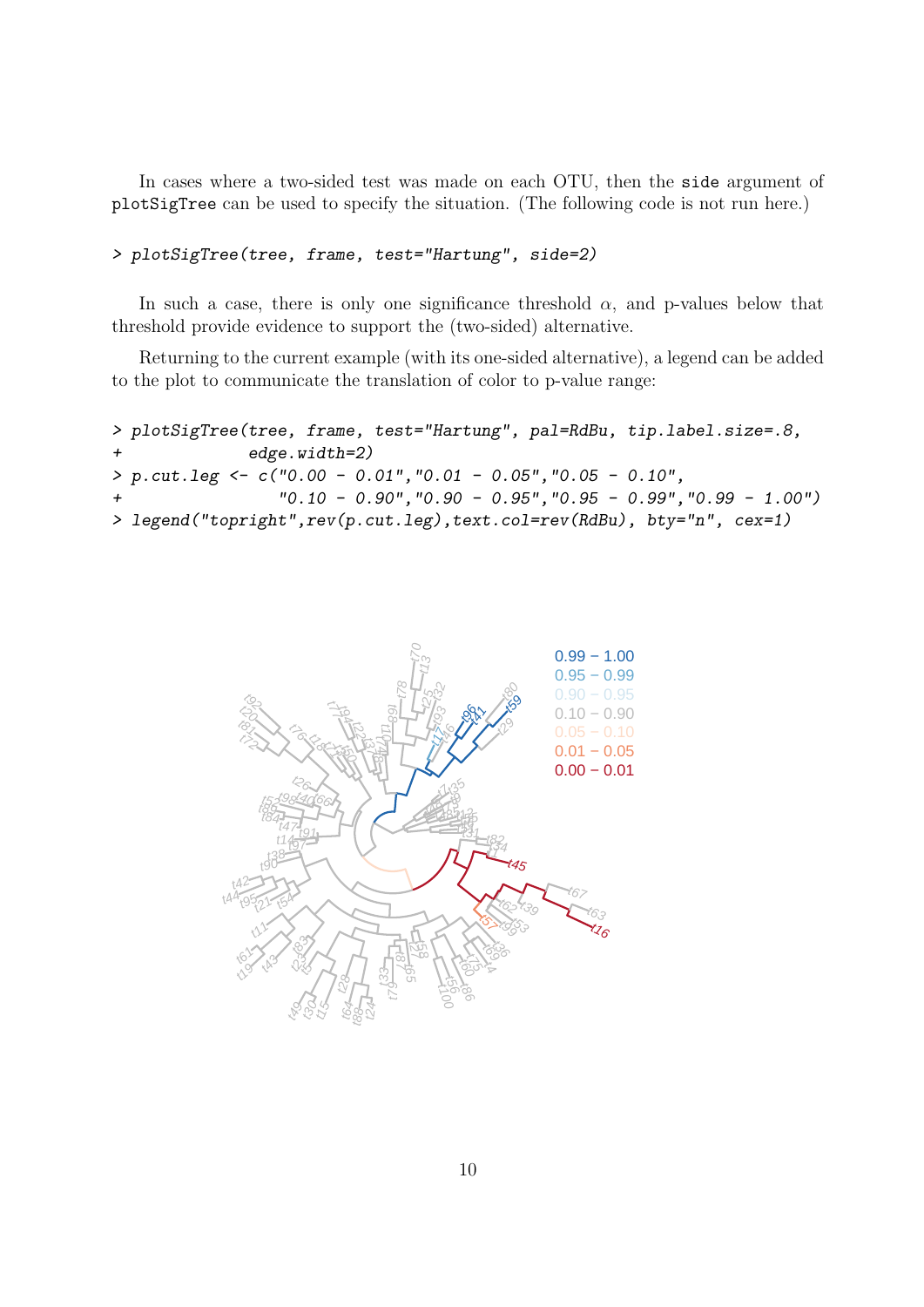In cases where a two-sided test was made on each OTU, then the `side` argument of `plotSigTree` can be used to specify the situation. (The following code is not run here.)

```
> plotSigTree(tree, frame, test="Hartung", side=2)
```

In such a case, there is only one significance threshold $\alpha$, and p-values below that threshold provide evidence to support the (two-sided) alternative.

Returning to the current example (with its one-sided alternative), a legend can be added to the plot to communicate the translation of color to p-value range:

```
> plotSigTree(tree, frame, test="Hartung", pal=RdBu, tip.label.size=.8,
+             edge.width=2)
> p.cut.leg <- c("0.00 - 0.01","0.01 - 0.05","0.05 - 0.10",
+                "0.10 - 0.90","0.90 - 0.95","0.95 - 0.99","0.99 - 1.00")
> legend("topright",rev(p.cut.leg),text.col=rev(RdBu), bty="n", cex=1)
```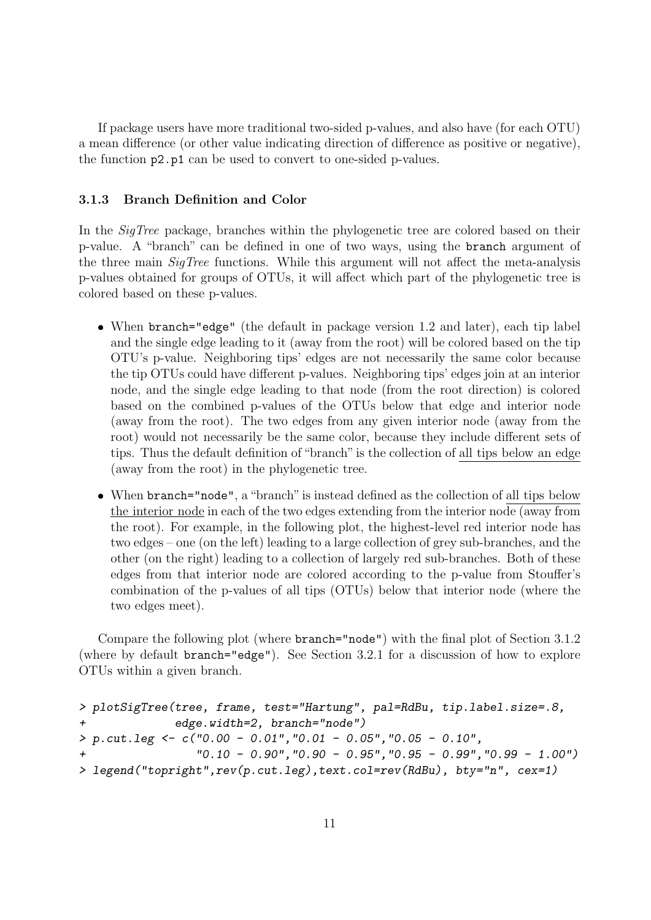If package users have more traditional two-sided p-values, and also have (for each OTU) a mean difference (or other value indicating direction of difference as positive or negative), the function `p2.p1` can be used to convert to one-sided p-values.

### 3.1.3 Branch Definition and Color

In the *SigTree* package, branches within the phylogenetic tree are colored based on their p-value. A "branch" can be defined in one of two ways, using the `branch` argument of the three main *SigTree* functions. While this argument will not affect the meta-analysis p-values obtained for groups of OTUs, it will affect which part of the phylogenetic tree is colored based on these p-values.

- When `branch="edge"` (the default in package version 1.2 and later), each tip label and the single edge leading to it (away from the root) will be colored based on the tip OTU's p-value. Neighboring tips' edges are not necessarily the same color because the tip OTUs could have different p-values. Neighboring tips' edges join at an interior node, and the single edge leading to that node (from the root direction) is colored based on the combined p-values of the OTUs below that edge and interior node (away from the root). The two edges from any given interior node (away from the root) would not necessarily be the same color, because they include different sets of tips. Thus the default definition of "branch" is the collection of all tips below an edge (away from the root) in the phylogenetic tree.
- When `branch="node"`, a "branch" is instead defined as the collection of all tips below the interior node in each of the two edges extending from the interior node (away from the root). For example, in the following plot, the highest-level red interior node has two edges – one (on the left) leading to a large collection of grey sub-branches, and the other (on the right) leading to a collection of largely red sub-branches. Both of these edges from that interior node are colored according to the p-value from Stouffer's combination of the p-values of all tips (OTUs) below that interior node (where the two edges meet).

Compare the following plot (where `branch="node"`) with the final plot of Section 3.1.2 (where by default `branch="edge"`). See Section 3.2.1 for a discussion of how to explore OTUs within a given branch.

```
> plotSigTree(tree, frame, test="Hartung", pal=RdBu, tip.label.size=.8,
+             edge.width=2, branch="node")
> p.cut.leg <- c("0.00 - 0.01","0.01 - 0.05","0.05 - 0.10",
+                "0.10 - 0.90","0.90 - 0.95","0.95 - 0.99","0.99 - 1.00")
> legend("topright",rev(p.cut.leg),text.col=rev(RdBu), bty="n", cex=1)
```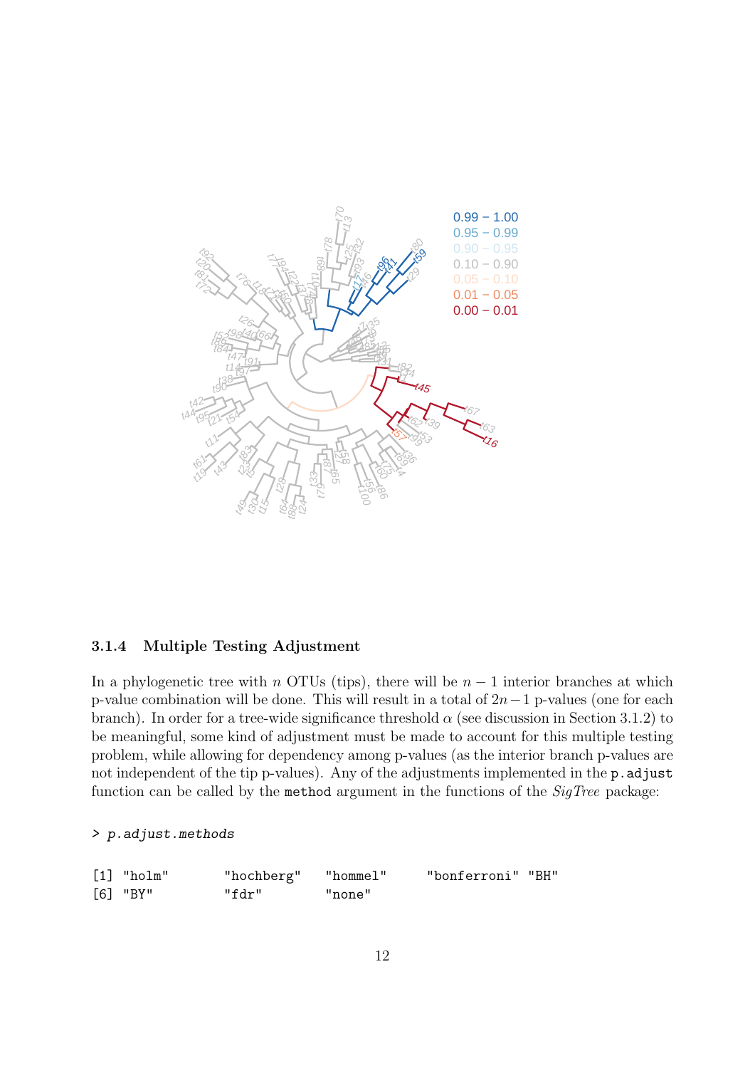### 3.1.4 Multiple Testing Adjustment

In a phylogenetic tree with $n$ OTUs (tips), there will be $n - 1$ interior branches at which p-value combination will be done. This will result in a total of $2n - 1$ p-values (one for each branch). In order for a tree-wide significance threshold $\alpha$ (see discussion in Section 3.1.2) to be meaningful, some kind of adjustment must be made to account for this multiple testing problem, while allowing for dependency among p-values (as the interior branch p-values are not independent of the tip p-values). Any of the adjustments implemented in the `p.adjust` function can be called by the `method` argument in the functions of the *SigTree* package:

```
> p.adjust.methods

[1] "holm"       "hochberg"   "hommel"     "bonferroni" "BH"
[6] "BY"         "fdr"        "none"
```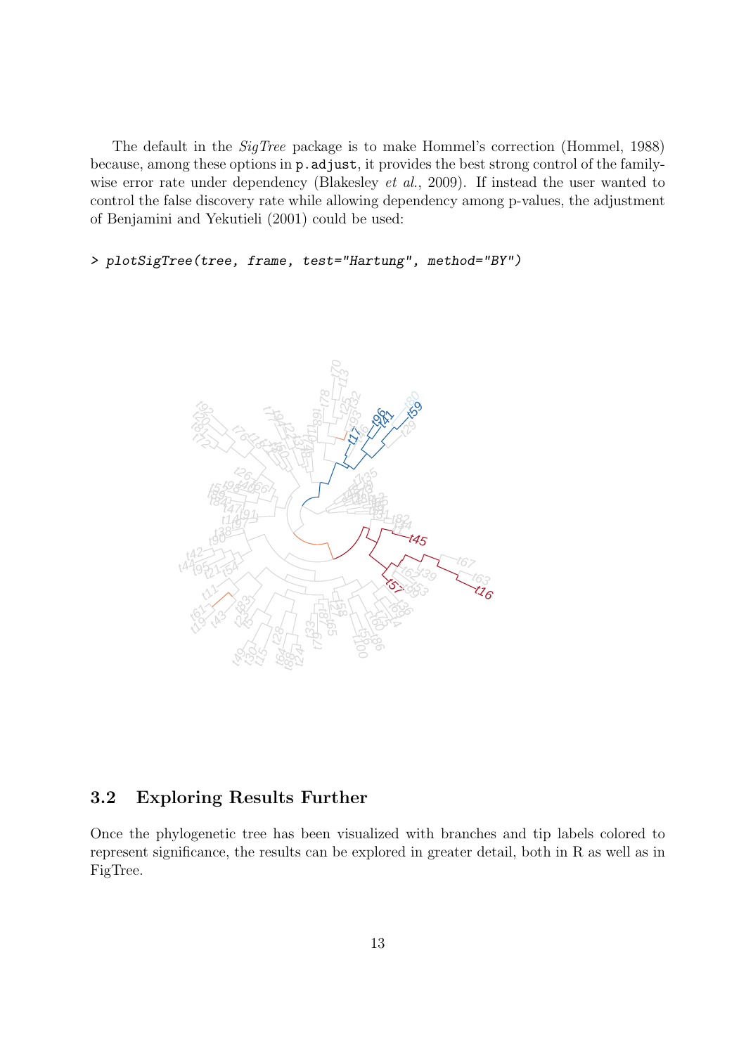The default in the *SigTree* package is to make Hommel's correction (Hommel, 1988) because, among these options in `p.adjust`, it provides the best strong control of the family-wise error rate under dependency (Blakesley *et al.*, 2009). If instead the user wanted to control the false discovery rate while allowing dependency among p-values, the adjustment of Benjamini and Yekutieli (2001) could be used:

```
> plotSigTree(tree, frame, test="Hartung", method="BY")
```

## 3.2 Exploring Results Further

Once the phylogenetic tree has been visualized with branches and tip labels colored to represent significance, the results can be explored in greater detail, both in R as well as in FigTree.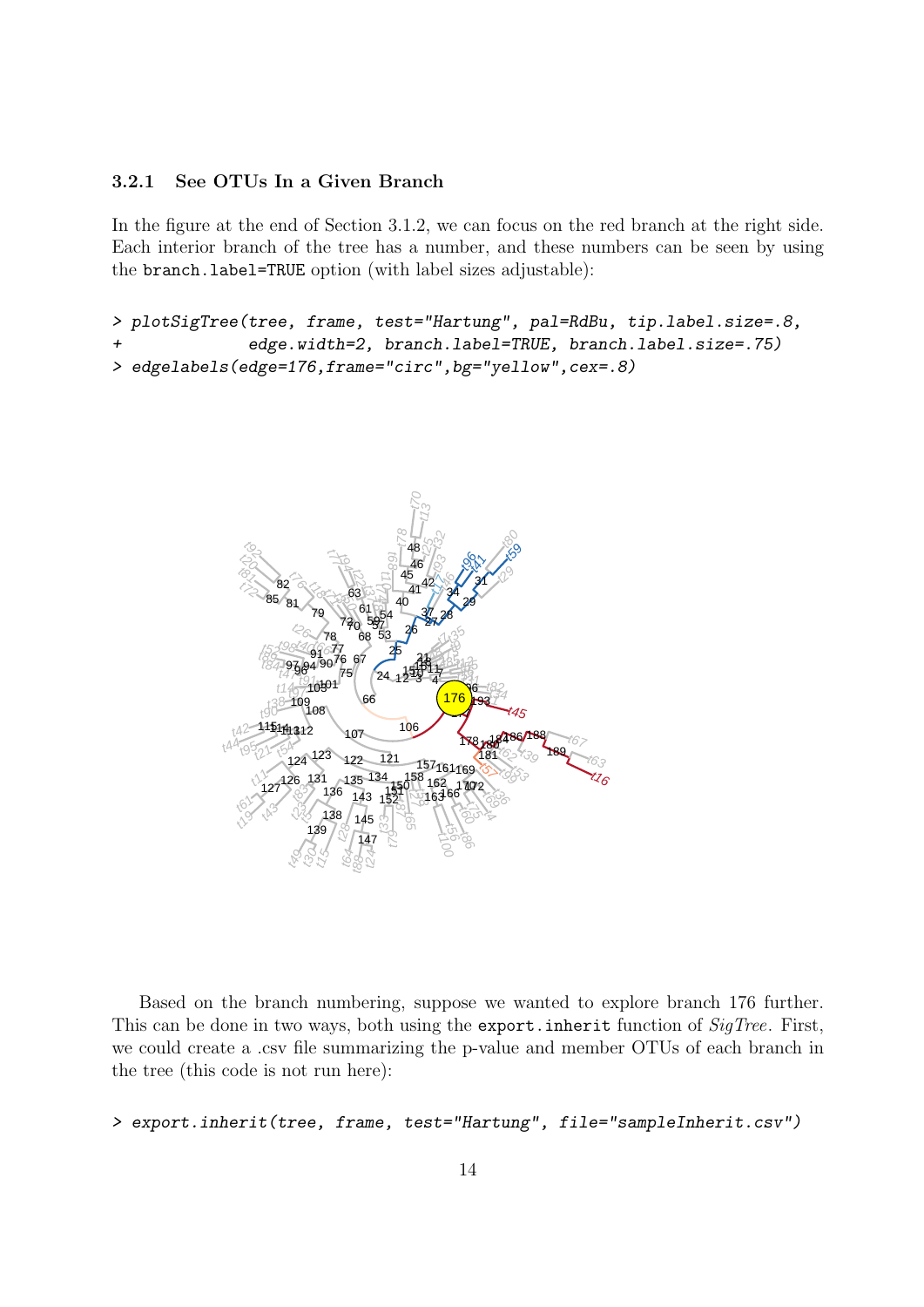### 3.2.1 See OTUs In a Given Branch

In the figure at the end of Section 3.1.2, we can focus on the red branch at the right side. Each interior branch of the tree has a number, and these numbers can be seen by using the `branch.label=TRUE` option (with label sizes adjustable):

```
> plotSigTree(tree, frame, test="Hartung", pal=RdBu, tip.label.size=.8,
+             edge.width=2, branch.label=TRUE, branch.label.size=.75)
> edgelabels(edge=176,frame="circ",bg="yellow",cex=.8)
```

Based on the branch numbering, suppose we wanted to explore branch 176 further. This can be done in two ways, both using the `export.inherit` function of *SigTree*. First, we could create a .csv file summarizing the p-value and member OTUs of each branch in the tree (this code is not run here):

```
> export.inherit(tree, frame, test="Hartung", file="sampleInherit.csv")
```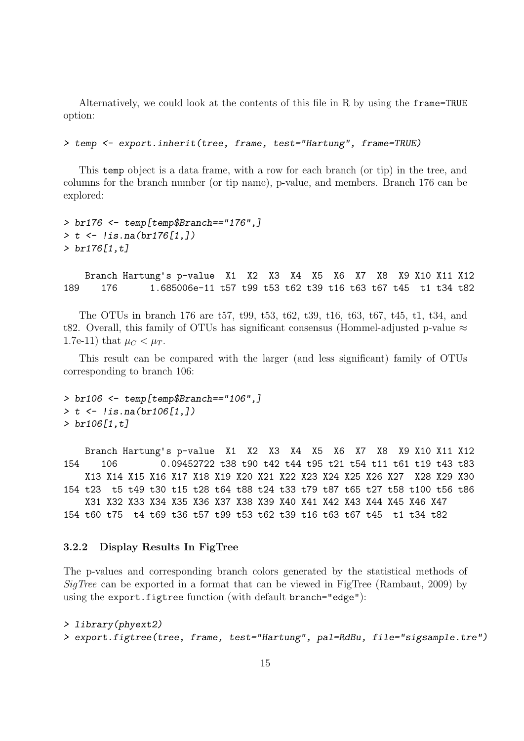Alternatively, we could look at the contents of this file in R by using the `frame=TRUE` option:

```
> temp <- export.inherit(tree, frame, test="Hartung", frame=TRUE)
```

This `temp` object is a data frame, with a row for each branch (or tip) in the tree, and columns for the branch number (or tip name), p-value, and members. Branch 176 can be explored:

```
> br176 <- temp[temp$Branch=="176",]
> t <- !is.na(br176[1,])
> br176[1,t]
```

```
    Branch Hartung's p-value  X1  X2  X3  X4  X5  X6  X7  X8  X9 X10 X11 X12
189    176      1.685006e-11 t57 t99 t53 t62 t39 t16 t63 t67 t45  t1 t34 t82
```

The OTUs in branch 176 are t57, t99, t53, t62, t39, t16, t63, t67, t45, t1, t34, and t82. Overall, this family of OTUs has significant consensus (Hommel-adjusted p-value $\approx$ 1.7e-11) that $\mu_C < \mu_T$.

This result can be compared with the larger (and less significant) family of OTUs corresponding to branch 106:

```
> br106 <- temp[temp$Branch=="106",]
> t <- !is.na(br106[1,])
> br106[1,t]
```

```
    Branch Hartung's p-value  X1  X2  X3  X4  X5  X6  X7  X8  X9 X10 X11 X12
154    106        0.09452722 t38 t90 t42 t44 t95 t21 t54 t11 t61 t19 t43 t83
    X13 X14 X15 X16 X17 X18 X19 X20 X21 X22 X23 X24 X25 X26 X27  X28 X29 X30
154 t23  t5 t49 t30 t15 t28 t64 t88 t24 t33 t79 t87 t65 t27 t58 t100 t56 t86
    X31 X32 X33 X34 X35 X36 X37 X38 X39 X40 X41 X42 X43 X44 X45 X46 X47
154 t60 t75  t4 t69 t36 t57 t99 t53 t62 t39 t16 t63 t67 t45  t1 t34 t82
```

### 3.2.2 Display Results In FigTree

The p-values and corresponding branch colors generated by the statistical methods of *SigTree* can be exported in a format that can be viewed in FigTree (Rambaut, 2009) by using the `export.figtree` function (with default `branch="edge"`):

```
> library(phyext2)
> export.figtree(tree, frame, test="Hartung", pal=RdBu, file="sigsample.tre")
```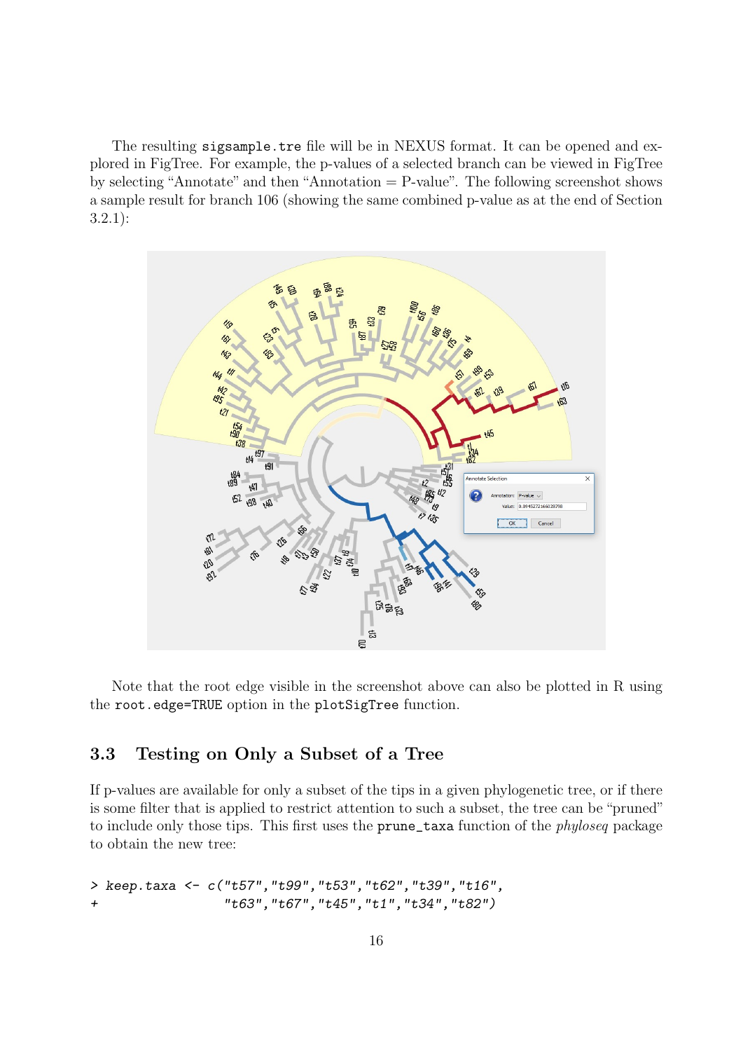The resulting `sigsample.tre` file will be in NEXUS format. It can be opened and explored in FigTree. For example, the p-values of a selected branch can be viewed in FigTree by selecting "Annotate" and then "Annotation = P-value". The following screenshot shows a sample result for branch 106 (showing the same combined p-value as at the end of Section 3.2.1):

Note that the root edge visible in the screenshot above can also be plotted in R using the `root.edge=TRUE` option in the `plotSigTree` function.

## 3.3 Testing on Only a Subset of a Tree

If p-values are available for only a subset of the tips in a given phylogenetic tree, or if there is some filter that is applied to restrict attention to such a subset, the tree can be "pruned" to include only those tips. This first uses the `prune_taxa` function of the *phyloseq* package to obtain the new tree:

```
> keep.taxa <- c("t57","t99","t53","t62","t39","t16",
+                "t63","t67","t45","t1","t34","t82")
```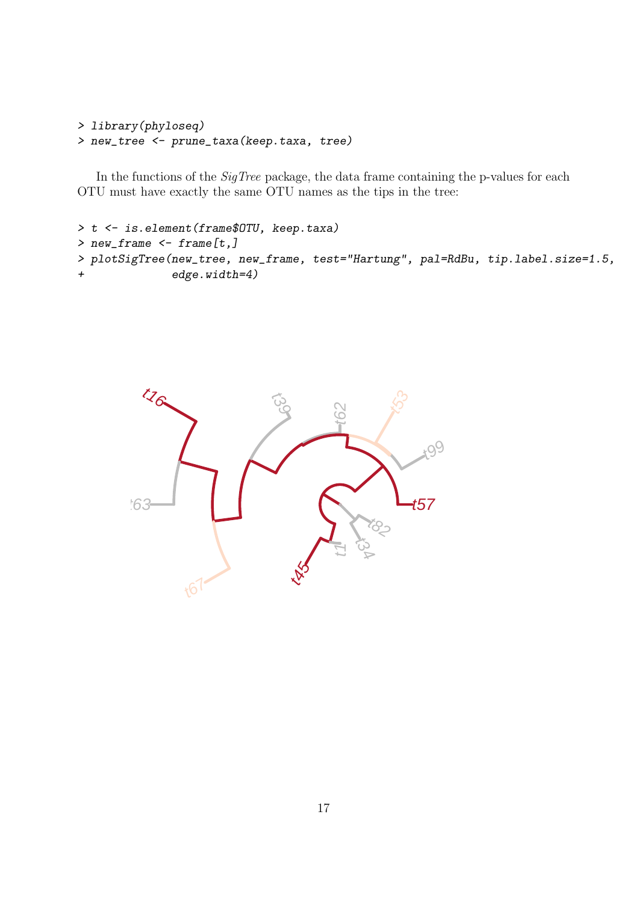```
> library(phyloseq)
> new_tree <- prune_taxa(keep.taxa, tree)
```

In the functions of the *SigTree* package, the data frame containing the p-values for each OTU must have exactly the same OTU names as the tips in the tree:

```
> t <- is.element(frame$OTU, keep.taxa)
> new_frame <- frame[t,]
> plotSigTree(new_tree, new_frame, test="Hartung", pal=RdBu, tip.label.size=1.5,
+             edge.width=4)
```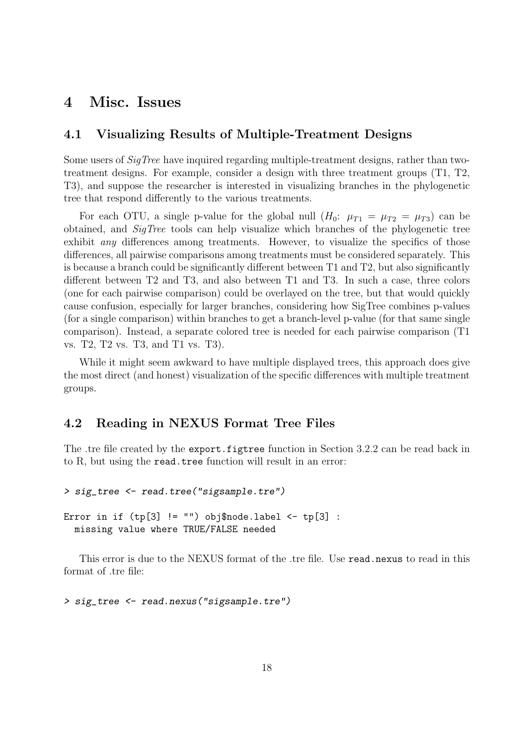# 4 Misc. Issues

## 4.1 Visualizing Results of Multiple-Treatment Designs

Some users of *SigTree* have inquired regarding multiple-treatment designs, rather than two-treatment designs. For example, consider a design with three treatment groups (T1, T2, T3), and suppose the researcher is interested in visualizing branches in the phylogenetic tree that respond differently to the various treatments.

For each OTU, a single p-value for the global null ($H_0$: $\mu_{T1} = \mu_{T2} = \mu_{T3}$) can be obtained, and *SigTree* tools can help visualize which branches of the phylogenetic tree exhibit *any* differences among treatments. However, to visualize the specifics of those differences, all pairwise comparisons among treatments must be considered separately. This is because a branch could be significantly different between T1 and T2, but also significantly different between T2 and T3, and also between T1 and T3. In such a case, three colors (one for each pairwise comparison) could be overlayed on the tree, but that would quickly cause confusion, especially for larger branches, considering how SigTree combines p-values (for a single comparison) within branches to get a branch-level p-value (for that same single comparison). Instead, a separate colored tree is needed for each pairwise comparison (T1 vs. T2, T2 vs. T3, and T1 vs. T3).

While it might seem awkward to have multiple displayed trees, this approach does give the most direct (and honest) visualization of the specific differences with multiple treatment groups.

## 4.2 Reading in NEXUS Format Tree Files

The .tre file created by the `export.figtree` function in Section 3.2.2 can be read back in to R, but using the `read.tree` function will result in an error:

```
> sig_tree <- read.tree("sigsample.tre")

Error in if (tp[3] != "") obj$node.label <- tp[3] :
  missing value where TRUE/FALSE needed
```

This error is due to the NEXUS format of the .tre file. Use `read.nexus` to read in this format of .tre file:

```
> sig_tree <- read.nexus("sigsample.tre")
```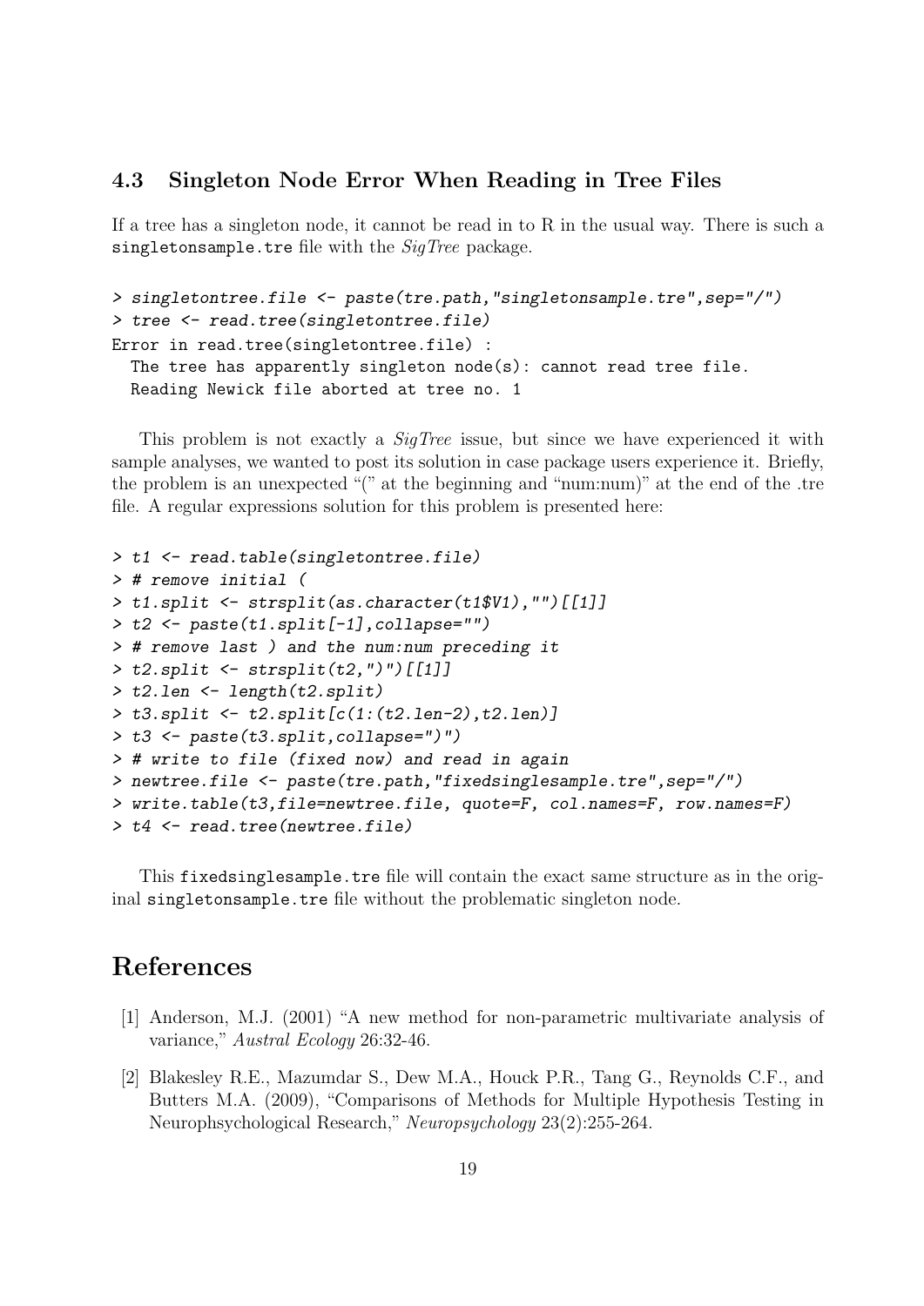### 4.3 Singleton Node Error When Reading in Tree Files

If a tree has a singleton node, it cannot be read in to R in the usual way. There is such a `singletonsample.tre` file with the *SigTree* package.

```
> singletontree.file <- paste(tre.path,"singletonsample.tre",sep="/")
> tree <- read.tree(singletontree.file)
Error in read.tree(singletontree.file) :
  The tree has apparently singleton node(s): cannot read tree file.
  Reading Newick file aborted at tree no. 1
```

This problem is not exactly a *SigTree* issue, but since we have experienced it with sample analyses, we wanted to post its solution in case package users experience it. Briefly, the problem is an unexpected "(" at the beginning and "num:num)" at the end of the .tre file. A regular expressions solution for this problem is presented here:

```
> t1 <- read.table(singletontree.file)
> # remove initial (
> t1.split <- strsplit(as.character(t1$V1),"")[[1]]
> t2 <- paste(t1.split[-1],collapse="")
> # remove last ) and the num:num preceding it
> t2.split <- strsplit(t2,")")[[1]]
> t2.len <- length(t2.split)
> t3.split <- t2.split[c(1:(t2.len-2),t2.len)]
> t3 <- paste(t3.split,collapse=")")
> # write to file (fixed now) and read in again
> newtree.file <- paste(tre.path,"fixedsinglesample.tre",sep="/")
> write.table(t3,file=newtree.file, quote=F, col.names=F, row.names=F)
> t4 <- read.tree(newtree.file)
```

This `fixedsinglesample.tre` file will contain the exact same structure as in the original `singletonsample.tre` file without the problematic singleton node.

## References

[1] Anderson, M.J. (2001) "A new method for non-parametric multivariate analysis of variance," *Austral Ecology* 26:32-46.

[2] Blakesley R.E., Mazumdar S., Dew M.A., Houck P.R., Tang G., Reynolds C.F., and Butters M.A. (2009), "Comparisons of Methods for Multiple Hypothesis Testing in Neurophsychological Research," *Neuropsychology* 23(2):255-264.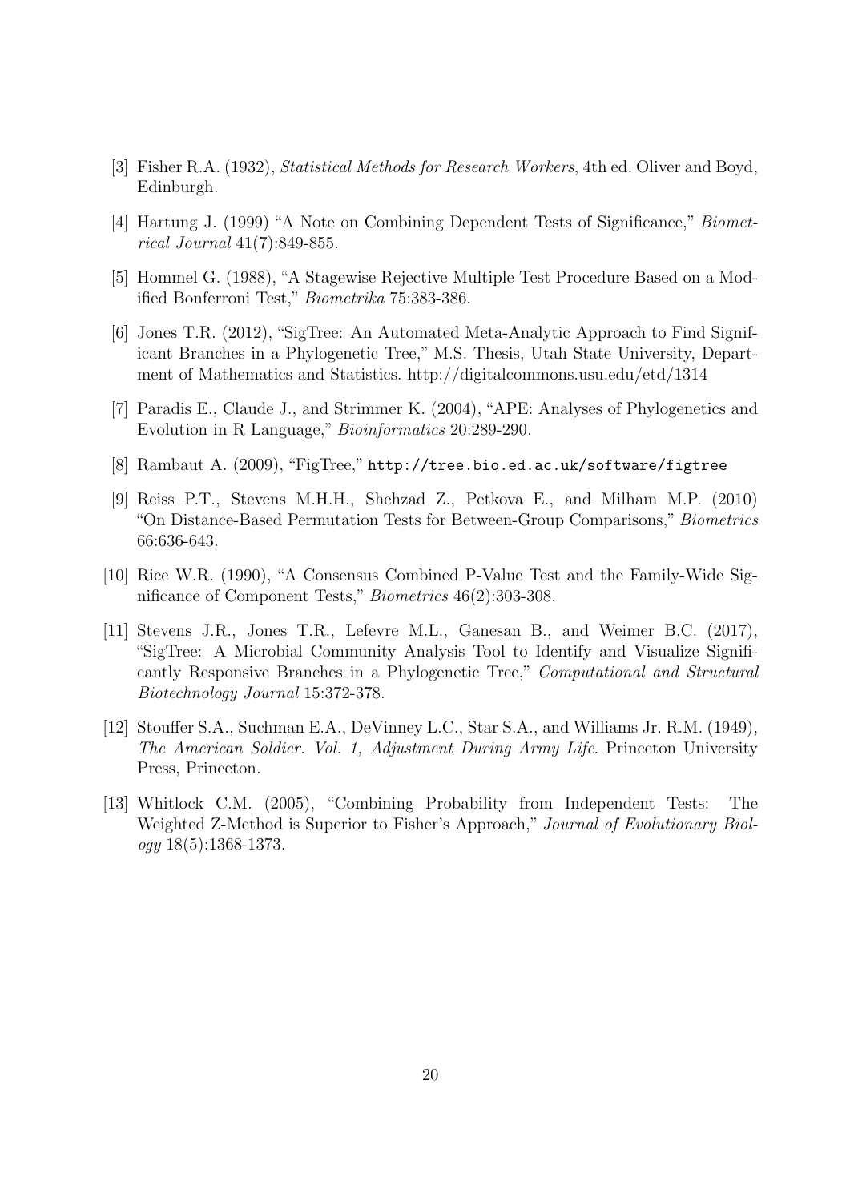[3] Fisher R.A. (1932), *Statistical Methods for Research Workers*, 4th ed. Oliver and Boyd, Edinburgh.

[4] Hartung J. (1999) "A Note on Combining Dependent Tests of Significance," *Biometrical Journal* 41(7):849-855.

[5] Hommel G. (1988), "A Stagewise Rejective Multiple Test Procedure Based on a Modified Bonferroni Test," *Biometrika* 75:383-386.

[6] Jones T.R. (2012), "SigTree: An Automated Meta-Analytic Approach to Find Significant Branches in a Phylogenetic Tree," M.S. Thesis, Utah State University, Department of Mathematics and Statistics. http://digitalcommons.usu.edu/etd/1314

[7] Paradis E., Claude J., and Strimmer K. (2004), "APE: Analyses of Phylogenetics and Evolution in R Language," *Bioinformatics* 20:289-290.

[8] Rambaut A. (2009), "FigTree," `http://tree.bio.ed.ac.uk/software/figtree`

[9] Reiss P.T., Stevens M.H.H., Shehzad Z., Petkova E., and Milham M.P. (2010) "On Distance-Based Permutation Tests for Between-Group Comparisons," *Biometrics* 66:636-643.

[10] Rice W.R. (1990), "A Consensus Combined P-Value Test and the Family-Wide Significance of Component Tests," *Biometrics* 46(2):303-308.

[11] Stevens J.R., Jones T.R., Lefevre M.L., Ganesan B., and Weimer B.C. (2017), "SigTree: A Microbial Community Analysis Tool to Identify and Visualize Significantly Responsive Branches in a Phylogenetic Tree," *Computational and Structural Biotechnology Journal* 15:372-378.

[12] Stouffer S.A., Suchman E.A., DeVinney L.C., Star S.A., and Williams Jr. R.M. (1949), *The American Soldier. Vol. 1, Adjustment During Army Life*. Princeton University Press, Princeton.

[13] Whitlock C.M. (2005), "Combining Probability from Independent Tests: The Weighted Z-Method is Superior to Fisher's Approach," *Journal of Evolutionary Biology* 18(5):1368-1373.